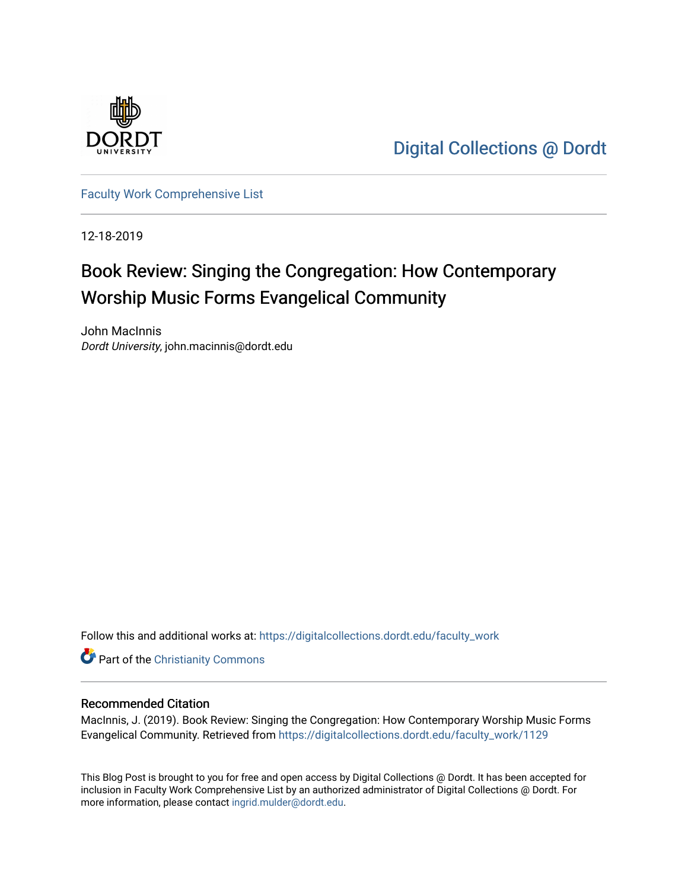Digital Collections @ Dordt

Faculty Work Comprehensive List

12-18-2019

# Book Review: Singing the Congregation: How Contemporary Worship Music Forms Evangelical Community

John MacInnis
*Dordt University*, john.macinnis@dordt.edu

Follow this and additional works at: https://digitalcollections.dordt.edu/faculty_work

Part of the Christianity Commons

## Recommended Citation

MacInnis, J. (2019). Book Review: Singing the Congregation: How Contemporary Worship Music Forms Evangelical Community. Retrieved from https://digitalcollections.dordt.edu/faculty_work/1129

This Blog Post is brought to you for free and open access by Digital Collections @ Dordt. It has been accepted for inclusion in Faculty Work Comprehensive List by an authorized administrator of Digital Collections @ Dordt. For more information, please contact ingrid.mulder@dordt.edu.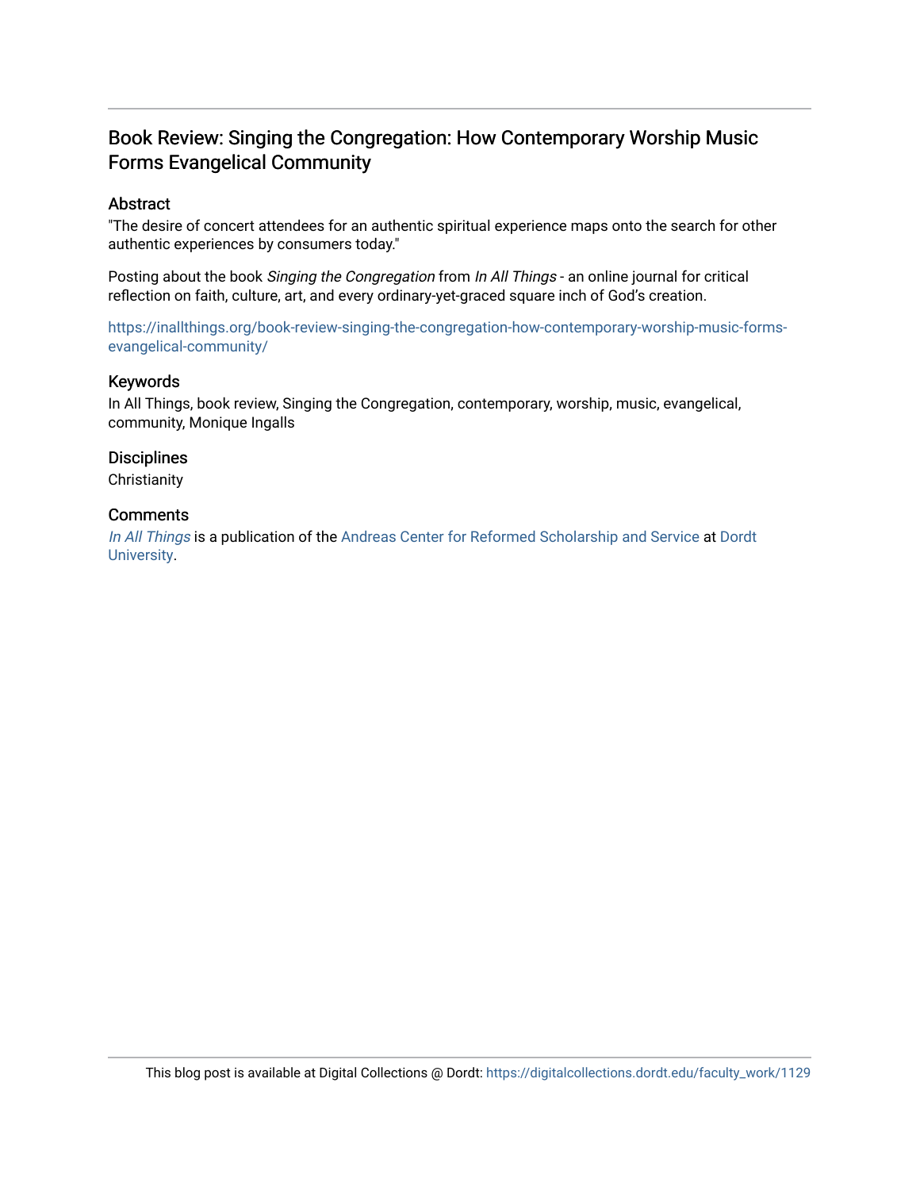# Book Review: Singing the Congregation: How Contemporary Worship Music Forms Evangelical Community

## Abstract

"The desire of concert attendees for an authentic spiritual experience maps onto the search for other authentic experiences by consumers today."

Posting about the book *Singing the Congregation* from *In All Things* - an online journal for critical reflection on faith, culture, art, and every ordinary-yet-graced square inch of God's creation.

https://inallthings.org/book-review-singing-the-congregation-how-contemporary-worship-music-forms-evangelical-community/

## Keywords

In All Things, book review, Singing the Congregation, contemporary, worship, music, evangelical, community, Monique Ingalls

## Disciplines

Christianity

## Comments

*In All Things* is a publication of the Andreas Center for Reformed Scholarship and Service at Dordt University.

This blog post is available at Digital Collections @ Dordt: https://digitalcollections.dordt.edu/faculty_work/1129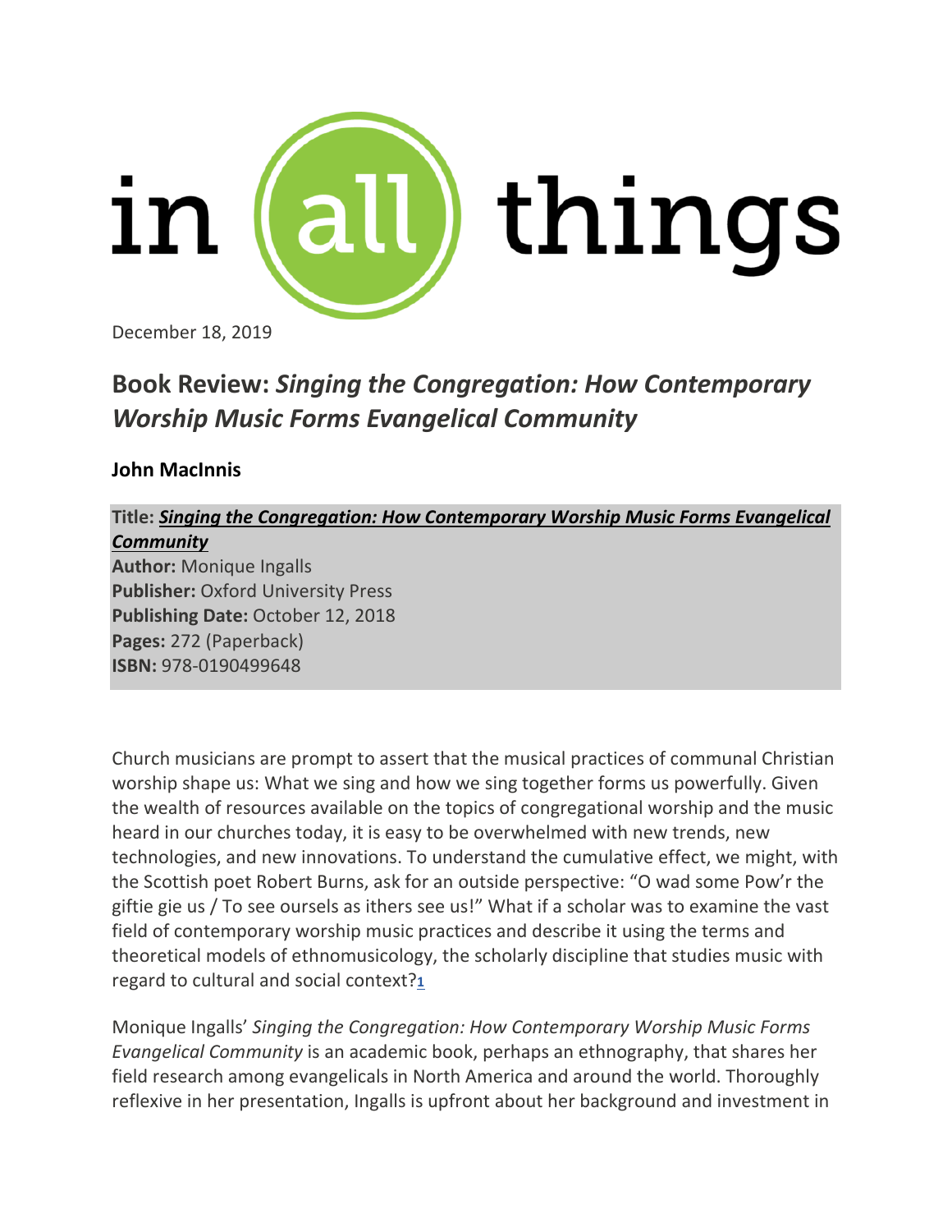in all things

December 18, 2019

## Book Review: *Singing the Congregation: How Contemporary Worship Music Forms Evangelical Community*

**John MacInnis**

**Title:** ***Singing the Congregation: How Contemporary Worship Music Forms Evangelical Community***
**Author:** Monique Ingalls
**Publisher:** Oxford University Press
**Publishing Date:** October 12, 2018
**Pages:** 272 (Paperback)
**ISBN:** 978-0190499648

Church musicians are prompt to assert that the musical practices of communal Christian worship shape us: What we sing and how we sing together forms us powerfully. Given the wealth of resources available on the topics of congregational worship and the music heard in our churches today, it is easy to be overwhelmed with new trends, new technologies, and new innovations. To understand the cumulative effect, we might, with the Scottish poet Robert Burns, ask for an outside perspective: "O wad some Pow'r the giftie gie us / To see oursels as ithers see us!" What if a scholar was to examine the vast field of contemporary worship music practices and describe it using the terms and theoretical models of ethnomusicology, the scholarly discipline that studies music with regard to cultural and social context?[1]

Monique Ingalls' *Singing the Congregation: How Contemporary Worship Music Forms Evangelical Community* is an academic book, perhaps an ethnography, that shares her field research among evangelicals in North America and around the world. Thoroughly reflexive in her presentation, Ingalls is upfront about her background and investment in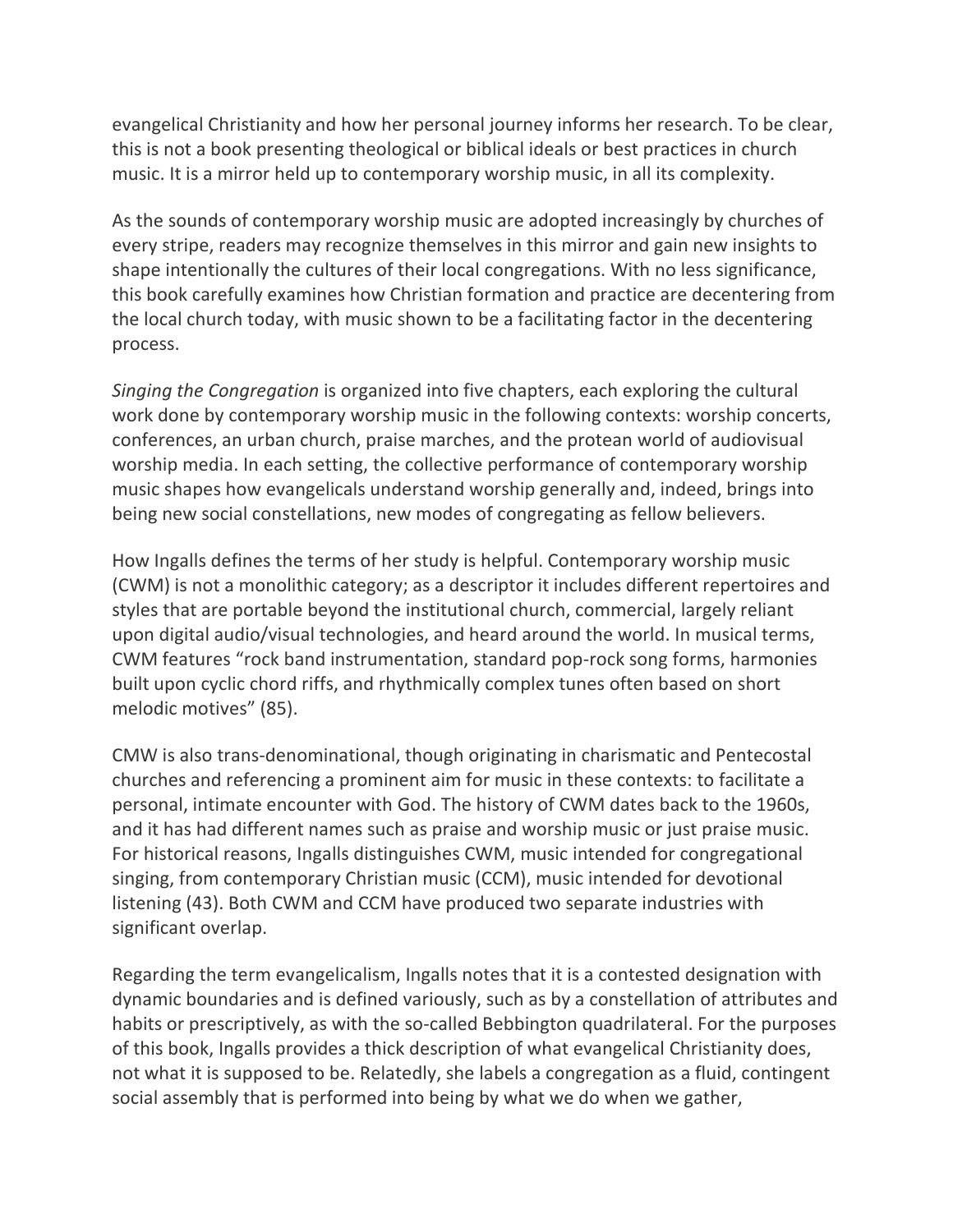evangelical Christianity and how her personal journey informs her research. To be clear, this is not a book presenting theological or biblical ideals or best practices in church music. It is a mirror held up to contemporary worship music, in all its complexity.

As the sounds of contemporary worship music are adopted increasingly by churches of every stripe, readers may recognize themselves in this mirror and gain new insights to shape intentionally the cultures of their local congregations. With no less significance, this book carefully examines how Christian formation and practice are decentering from the local church today, with music shown to be a facilitating factor in the decentering process.

*Singing the Congregation* is organized into five chapters, each exploring the cultural work done by contemporary worship music in the following contexts: worship concerts, conferences, an urban church, praise marches, and the protean world of audiovisual worship media. In each setting, the collective performance of contemporary worship music shapes how evangelicals understand worship generally and, indeed, brings into being new social constellations, new modes of congregating as fellow believers.

How Ingalls defines the terms of her study is helpful. Contemporary worship music (CWM) is not a monolithic category; as a descriptor it includes different repertoires and styles that are portable beyond the institutional church, commercial, largely reliant upon digital audio/visual technologies, and heard around the world. In musical terms, CWM features "rock band instrumentation, standard pop-rock song forms, harmonies built upon cyclic chord riffs, and rhythmically complex tunes often based on short melodic motives" (85).

CMW is also trans-denominational, though originating in charismatic and Pentecostal churches and referencing a prominent aim for music in these contexts: to facilitate a personal, intimate encounter with God. The history of CWM dates back to the 1960s, and it has had different names such as praise and worship music or just praise music. For historical reasons, Ingalls distinguishes CWM, music intended for congregational singing, from contemporary Christian music (CCM), music intended for devotional listening (43). Both CWM and CCM have produced two separate industries with significant overlap.

Regarding the term evangelicalism, Ingalls notes that it is a contested designation with dynamic boundaries and is defined variously, such as by a constellation of attributes and habits or prescriptively, as with the so-called Bebbington quadrilateral. For the purposes of this book, Ingalls provides a thick description of what evangelical Christianity does, not what it is supposed to be. Relatedly, she labels a congregation as a fluid, contingent social assembly that is performed into being by what we do when we gather,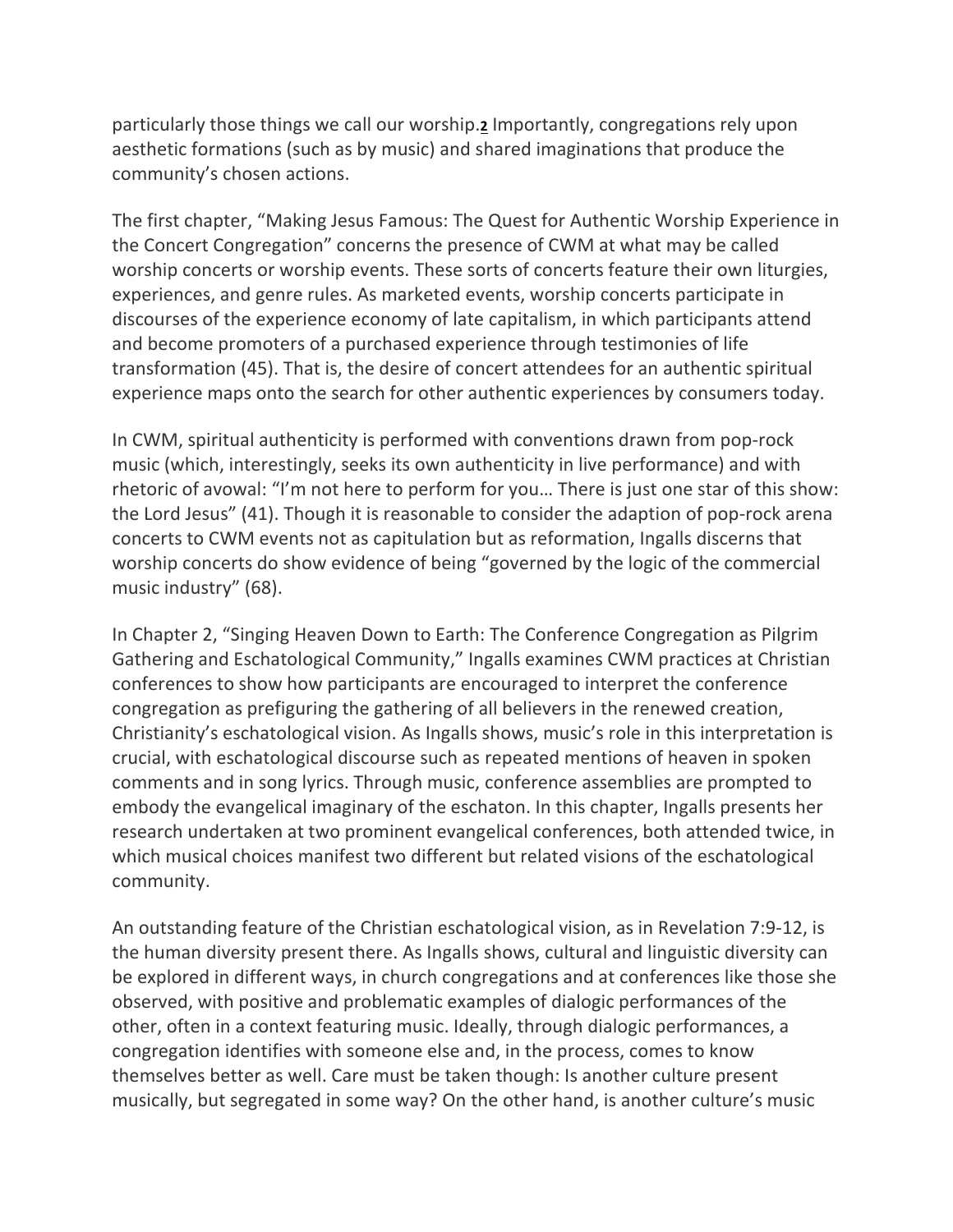particularly those things we call our worship.[2] Importantly, congregations rely upon aesthetic formations (such as by music) and shared imaginations that produce the community's chosen actions.

The first chapter, "Making Jesus Famous: The Quest for Authentic Worship Experience in the Concert Congregation" concerns the presence of CWM at what may be called worship concerts or worship events. These sorts of concerts feature their own liturgies, experiences, and genre rules. As marketed events, worship concerts participate in discourses of the experience economy of late capitalism, in which participants attend and become promoters of a purchased experience through testimonies of life transformation (45). That is, the desire of concert attendees for an authentic spiritual experience maps onto the search for other authentic experiences by consumers today.

In CWM, spiritual authenticity is performed with conventions drawn from pop-rock music (which, interestingly, seeks its own authenticity in live performance) and with rhetoric of avowal: "I'm not here to perform for you… There is just one star of this show: the Lord Jesus" (41). Though it is reasonable to consider the adaption of pop-rock arena concerts to CWM events not as capitulation but as reformation, Ingalls discerns that worship concerts do show evidence of being "governed by the logic of the commercial music industry" (68).

In Chapter 2, "Singing Heaven Down to Earth: The Conference Congregation as Pilgrim Gathering and Eschatological Community," Ingalls examines CWM practices at Christian conferences to show how participants are encouraged to interpret the conference congregation as prefiguring the gathering of all believers in the renewed creation, Christianity's eschatological vision. As Ingalls shows, music's role in this interpretation is crucial, with eschatological discourse such as repeated mentions of heaven in spoken comments and in song lyrics. Through music, conference assemblies are prompted to embody the evangelical imaginary of the eschaton. In this chapter, Ingalls presents her research undertaken at two prominent evangelical conferences, both attended twice, in which musical choices manifest two different but related visions of the eschatological community.

An outstanding feature of the Christian eschatological vision, as in Revelation 7:9-12, is the human diversity present there. As Ingalls shows, cultural and linguistic diversity can be explored in different ways, in church congregations and at conferences like those she observed, with positive and problematic examples of dialogic performances of the other, often in a context featuring music. Ideally, through dialogic performances, a congregation identifies with someone else and, in the process, comes to know themselves better as well. Care must be taken though: Is another culture present musically, but segregated in some way? On the other hand, is another culture's music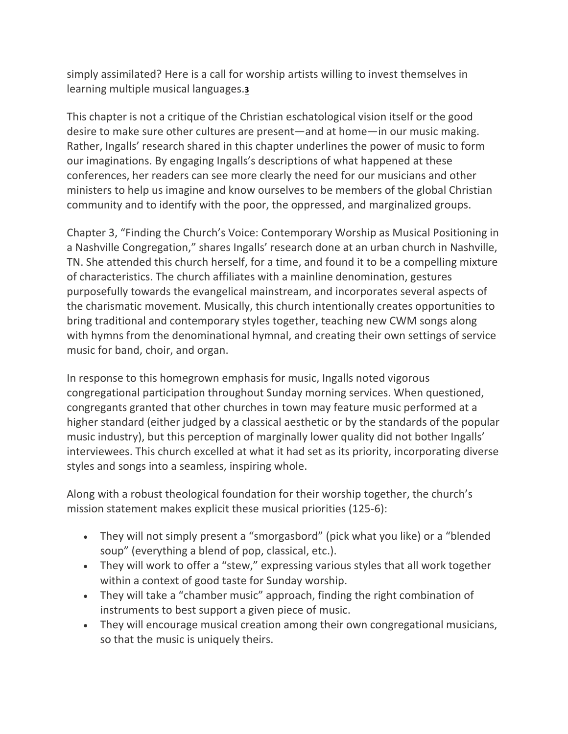simply assimilated? Here is a call for worship artists willing to invest themselves in learning multiple musical languages.[3]

This chapter is not a critique of the Christian eschatological vision itself or the good desire to make sure other cultures are present—and at home—in our music making. Rather, Ingalls' research shared in this chapter underlines the power of music to form our imaginations. By engaging Ingalls's descriptions of what happened at these conferences, her readers can see more clearly the need for our musicians and other ministers to help us imagine and know ourselves to be members of the global Christian community and to identify with the poor, the oppressed, and marginalized groups.

Chapter 3, "Finding the Church's Voice: Contemporary Worship as Musical Positioning in a Nashville Congregation," shares Ingalls' research done at an urban church in Nashville, TN. She attended this church herself, for a time, and found it to be a compelling mixture of characteristics. The church affiliates with a mainline denomination, gestures purposefully towards the evangelical mainstream, and incorporates several aspects of the charismatic movement. Musically, this church intentionally creates opportunities to bring traditional and contemporary styles together, teaching new CWM songs along with hymns from the denominational hymnal, and creating their own settings of service music for band, choir, and organ.

In response to this homegrown emphasis for music, Ingalls noted vigorous congregational participation throughout Sunday morning services. When questioned, congregants granted that other churches in town may feature music performed at a higher standard (either judged by a classical aesthetic or by the standards of the popular music industry), but this perception of marginally lower quality did not bother Ingalls' interviewees. This church excelled at what it had set as its priority, incorporating diverse styles and songs into a seamless, inspiring whole.

Along with a robust theological foundation for their worship together, the church's mission statement makes explicit these musical priorities (125-6):

- They will not simply present a "smorgasbord" (pick what you like) or a "blended soup" (everything a blend of pop, classical, etc.).
- They will work to offer a "stew," expressing various styles that all work together within a context of good taste for Sunday worship.
- They will take a "chamber music" approach, finding the right combination of instruments to best support a given piece of music.
- They will encourage musical creation among their own congregational musicians, so that the music is uniquely theirs.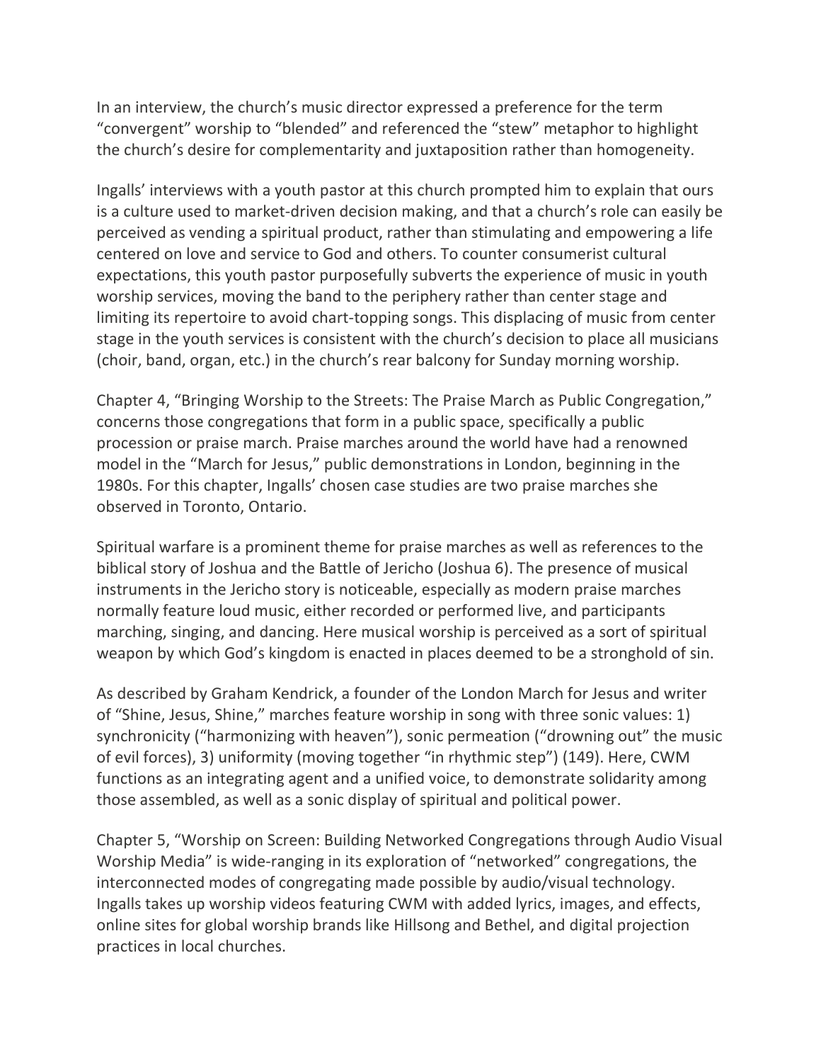In an interview, the church's music director expressed a preference for the term "convergent" worship to "blended" and referenced the "stew" metaphor to highlight the church's desire for complementarity and juxtaposition rather than homogeneity.

Ingalls' interviews with a youth pastor at this church prompted him to explain that ours is a culture used to market-driven decision making, and that a church's role can easily be perceived as vending a spiritual product, rather than stimulating and empowering a life centered on love and service to God and others. To counter consumerist cultural expectations, this youth pastor purposefully subverts the experience of music in youth worship services, moving the band to the periphery rather than center stage and limiting its repertoire to avoid chart-topping songs. This displacing of music from center stage in the youth services is consistent with the church's decision to place all musicians (choir, band, organ, etc.) in the church's rear balcony for Sunday morning worship.

Chapter 4, "Bringing Worship to the Streets: The Praise March as Public Congregation," concerns those congregations that form in a public space, specifically a public procession or praise march. Praise marches around the world have had a renowned model in the "March for Jesus," public demonstrations in London, beginning in the 1980s. For this chapter, Ingalls' chosen case studies are two praise marches she observed in Toronto, Ontario.

Spiritual warfare is a prominent theme for praise marches as well as references to the biblical story of Joshua and the Battle of Jericho (Joshua 6). The presence of musical instruments in the Jericho story is noticeable, especially as modern praise marches normally feature loud music, either recorded or performed live, and participants marching, singing, and dancing. Here musical worship is perceived as a sort of spiritual weapon by which God's kingdom is enacted in places deemed to be a stronghold of sin.

As described by Graham Kendrick, a founder of the London March for Jesus and writer of "Shine, Jesus, Shine," marches feature worship in song with three sonic values: 1) synchronicity ("harmonizing with heaven"), sonic permeation ("drowning out" the music of evil forces), 3) uniformity (moving together "in rhythmic step") (149). Here, CWM functions as an integrating agent and a unified voice, to demonstrate solidarity among those assembled, as well as a sonic display of spiritual and political power.

Chapter 5, "Worship on Screen: Building Networked Congregations through Audio Visual Worship Media" is wide-ranging in its exploration of "networked" congregations, the interconnected modes of congregating made possible by audio/visual technology. Ingalls takes up worship videos featuring CWM with added lyrics, images, and effects, online sites for global worship brands like Hillsong and Bethel, and digital projection practices in local churches.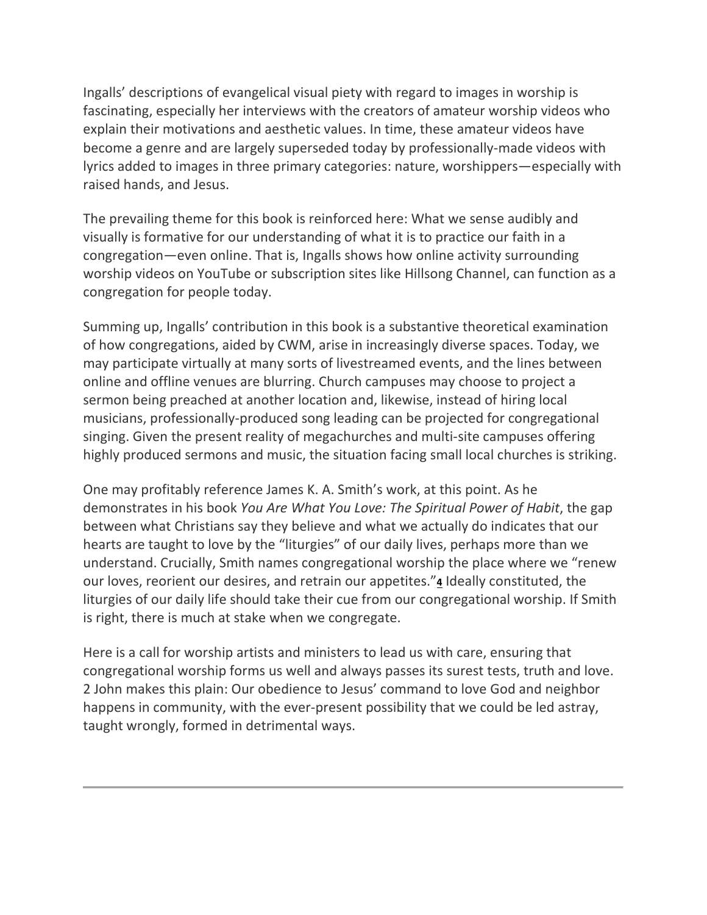Ingalls' descriptions of evangelical visual piety with regard to images in worship is fascinating, especially her interviews with the creators of amateur worship videos who explain their motivations and aesthetic values. In time, these amateur videos have become a genre and are largely superseded today by professionally-made videos with lyrics added to images in three primary categories: nature, worshippers—especially with raised hands, and Jesus.

The prevailing theme for this book is reinforced here: What we sense audibly and visually is formative for our understanding of what it is to practice our faith in a congregation—even online. That is, Ingalls shows how online activity surrounding worship videos on YouTube or subscription sites like Hillsong Channel, can function as a congregation for people today.

Summing up, Ingalls' contribution in this book is a substantive theoretical examination of how congregations, aided by CWM, arise in increasingly diverse spaces. Today, we may participate virtually at many sorts of livestreamed events, and the lines between online and offline venues are blurring. Church campuses may choose to project a sermon being preached at another location and, likewise, instead of hiring local musicians, professionally-produced song leading can be projected for congregational singing. Given the present reality of megachurches and multi-site campuses offering highly produced sermons and music, the situation facing small local churches is striking.

One may profitably reference James K. A. Smith's work, at this point. As he demonstrates in his book *You Are What You Love: The Spiritual Power of Habit*, the gap between what Christians say they believe and what we actually do indicates that our hearts are taught to love by the "liturgies" of our daily lives, perhaps more than we understand. Crucially, Smith names congregational worship the place where we "renew our loves, reorient our desires, and retrain our appetites."[4] Ideally constituted, the liturgies of our daily life should take their cue from our congregational worship. If Smith is right, there is much at stake when we congregate.

Here is a call for worship artists and ministers to lead us with care, ensuring that congregational worship forms us well and always passes its surest tests, truth and love. 2 John makes this plain: Our obedience to Jesus' command to love God and neighbor happens in community, with the ever-present possibility that we could be led astray, taught wrongly, formed in detrimental ways.

---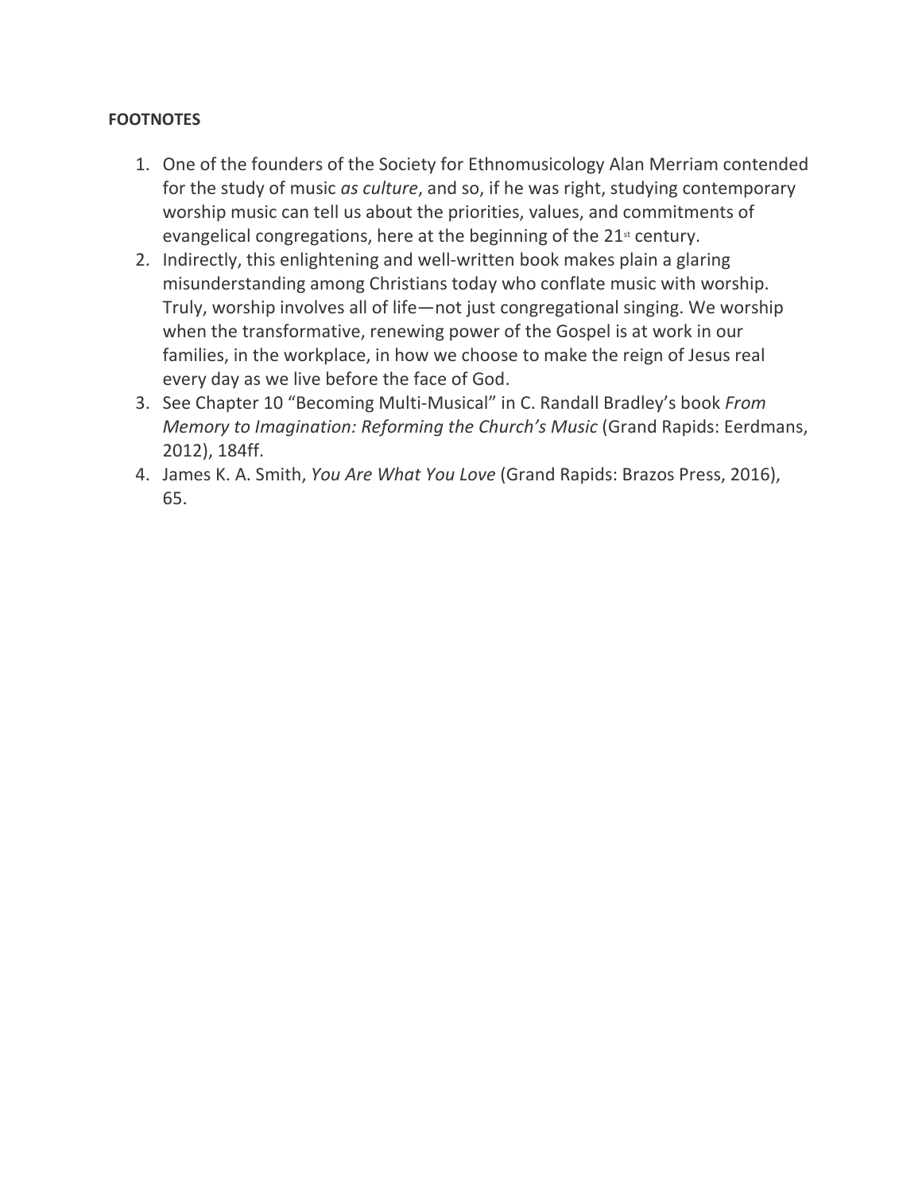**FOOTNOTES**

1. One of the founders of the Society for Ethnomusicology Alan Merriam contended for the study of music *as culture*, and so, if he was right, studying contemporary worship music can tell us about the priorities, values, and commitments of evangelical congregations, here at the beginning of the 21st century.
2. Indirectly, this enlightening and well-written book makes plain a glaring misunderstanding among Christians today who conflate music with worship. Truly, worship involves all of life—not just congregational singing. We worship when the transformative, renewing power of the Gospel is at work in our families, in the workplace, in how we choose to make the reign of Jesus real every day as we live before the face of God.
3. See Chapter 10 "Becoming Multi-Musical" in C. Randall Bradley's book *From Memory to Imagination: Reforming the Church's Music* (Grand Rapids: Eerdmans, 2012), 184ff.
4. James K. A. Smith, *You Are What You Love* (Grand Rapids: Brazos Press, 2016), 65.